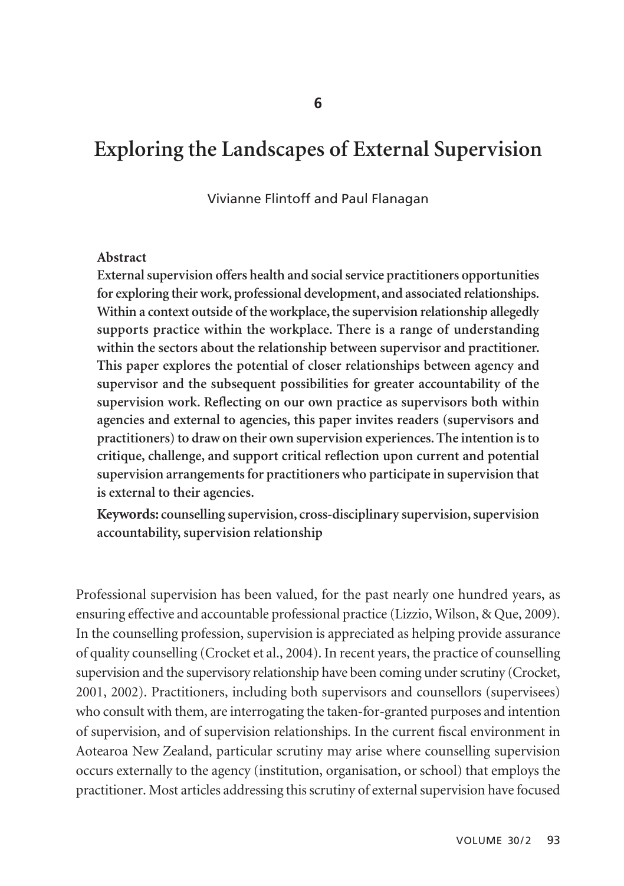6

# Exploring the Landscapes of External Supervision

Vivianne Flintoff and Paul Flanagan

**Abstract**

**External supervision offers health and social service practitioners opportunities for exploring their work, professional development, and associated relationships. Within a context outside of the workplace, the supervision relationship allegedly supports practice within the workplace. There is a range of understanding within the sectors about the relationship between supervisor and practitioner. This paper explores the potential of closer relationships between agency and supervisor and the subsequent possibilities for greater accountability of the supervision work. Reflecting on our own practice as supervisors both within agencies and external to agencies, this paper invites readers (supervisors and practitioners) to draw on their own supervision experiences. The intention is to critique, challenge, and support critical reflection upon current and potential supervision arrangements for practitioners who participate in supervision that is external to their agencies.**

**Keywords: counselling supervision, cross-disciplinary supervision, supervision accountability, supervision relationship**

Professional supervision has been valued, for the past nearly one hundred years, as ensuring effective and accountable professional practice (Lizzio, Wilson, & Que, 2009). In the counselling profession, supervision is appreciated as helping provide assurance of quality counselling (Crocket et al., 2004). In recent years, the practice of counselling supervision and the supervisory relationship have been coming under scrutiny (Crocket, 2001, 2002). Practitioners, including both supervisors and counsellors (supervisees) who consult with them, are interrogating the taken-for-granted purposes and intention of supervision, and of supervision relationships. In the current fiscal environment in Aotearoa New Zealand, particular scrutiny may arise where counselling supervision occurs externally to the agency (institution, organisation, or school) that employs the practitioner. Most articles addressing this scrutiny of external supervision have focused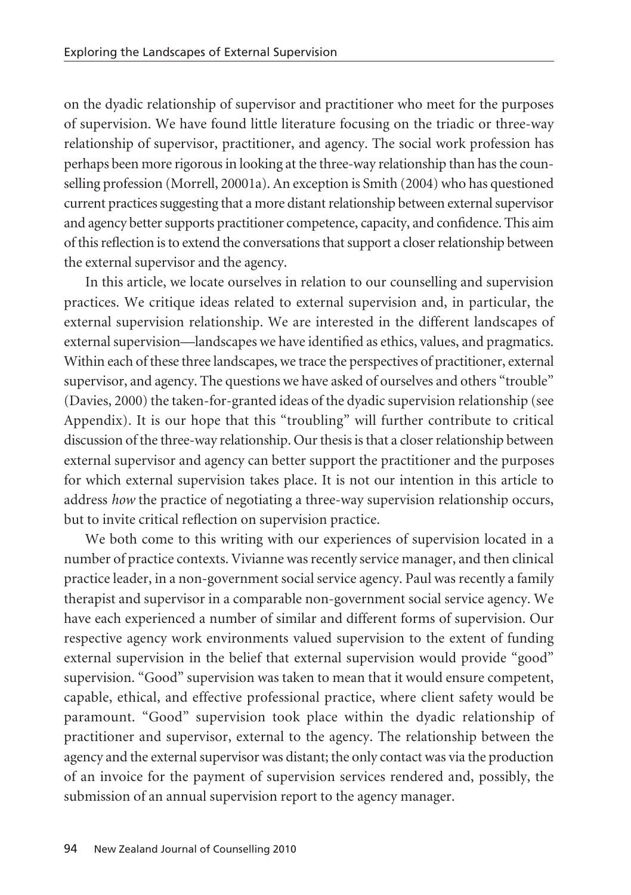on the dyadic relationship of supervisor and practitioner who meet for the purposes of supervision. We have found little literature focusing on the triadic or three-way relationship of supervisor, practitioner, and agency. The social work profession has perhaps been more rigorous in looking at the three-way relationship than has the counselling profession (Morrell, 20001a). An exception is Smith (2004) who has questioned current practices suggesting that a more distant relationship between external supervisor and agency better supports practitioner competence, capacity, and confidence. This aim of this reflection is to extend the conversations that support a closer relationship between the external supervisor and the agency.

In this article, we locate ourselves in relation to our counselling and supervision practices. We critique ideas related to external supervision and, in particular, the external supervision relationship. We are interested in the different landscapes of external supervision—landscapes we have identified as ethics, values, and pragmatics. Within each of these three landscapes, we trace the perspectives of practitioner, external supervisor, and agency. The questions we have asked of ourselves and others "trouble" (Davies, 2000) the taken-for-granted ideas of the dyadic supervision relationship (see Appendix). It is our hope that this "troubling" will further contribute to critical discussion of the three-way relationship. Our thesis is that a closer relationship between external supervisor and agency can better support the practitioner and the purposes for which external supervision takes place. It is not our intention in this article to address *how* the practice of negotiating a three-way supervision relationship occurs, but to invite critical reflection on supervision practice.

We both come to this writing with our experiences of supervision located in a number of practice contexts. Vivianne was recently service manager, and then clinical practice leader, in a non-government social service agency. Paul was recently a family therapist and supervisor in a comparable non-government social service agency. We have each experienced a number of similar and different forms of supervision. Our respective agency work environments valued supervision to the extent of funding external supervision in the belief that external supervision would provide "good" supervision. "Good" supervision was taken to mean that it would ensure competent, capable, ethical, and effective professional practice, where client safety would be paramount. "Good" supervision took place within the dyadic relationship of practitioner and supervisor, external to the agency. The relationship between the agency and the external supervisor was distant; the only contact was via the production of an invoice for the payment of supervision services rendered and, possibly, the submission of an annual supervision report to the agency manager.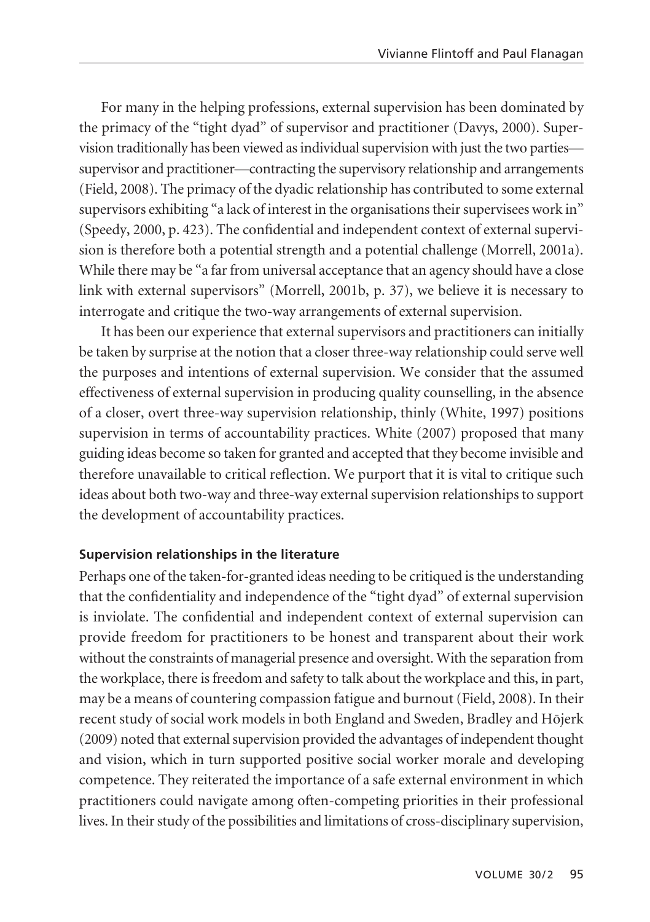For many in the helping professions, external supervision has been dominated by the primacy of the "tight dyad" of supervisor and practitioner (Davys, 2000). Supervision traditionally has been viewed as individual supervision with just the two parties—supervisor and practitioner—contracting the supervisory relationship and arrangements (Field, 2008). The primacy of the dyadic relationship has contributed to some external supervisors exhibiting "a lack of interest in the organisations their supervisees work in" (Speedy, 2000, p. 423). The confidential and independent context of external supervision is therefore both a potential strength and a potential challenge (Morrell, 2001a). While there may be "a far from universal acceptance that an agency should have a close link with external supervisors" (Morrell, 2001b, p. 37), we believe it is necessary to interrogate and critique the two-way arrangements of external supervision.

It has been our experience that external supervisors and practitioners can initially be taken by surprise at the notion that a closer three-way relationship could serve well the purposes and intentions of external supervision. We consider that the assumed effectiveness of external supervision in producing quality counselling, in the absence of a closer, overt three-way supervision relationship, thinly (White, 1997) positions supervision in terms of accountability practices. White (2007) proposed that many guiding ideas become so taken for granted and accepted that they become invisible and therefore unavailable to critical reflection. We purport that it is vital to critique such ideas about both two-way and three-way external supervision relationships to support the development of accountability practices.

#### Supervision relationships in the literature

Perhaps one of the taken-for-granted ideas needing to be critiqued is the understanding that the confidentiality and independence of the "tight dyad" of external supervision is inviolate. The confidential and independent context of external supervision can provide freedom for practitioners to be honest and transparent about their work without the constraints of managerial presence and oversight. With the separation from the workplace, there is freedom and safety to talk about the workplace and this, in part, may be a means of countering compassion fatigue and burnout (Field, 2008). In their recent study of social work models in both England and Sweden, Bradley and Hōjerk (2009) noted that external supervision provided the advantages of independent thought and vision, which in turn supported positive social worker morale and developing competence. They reiterated the importance of a safe external environment in which practitioners could navigate among often-competing priorities in their professional lives. In their study of the possibilities and limitations of cross-disciplinary supervision,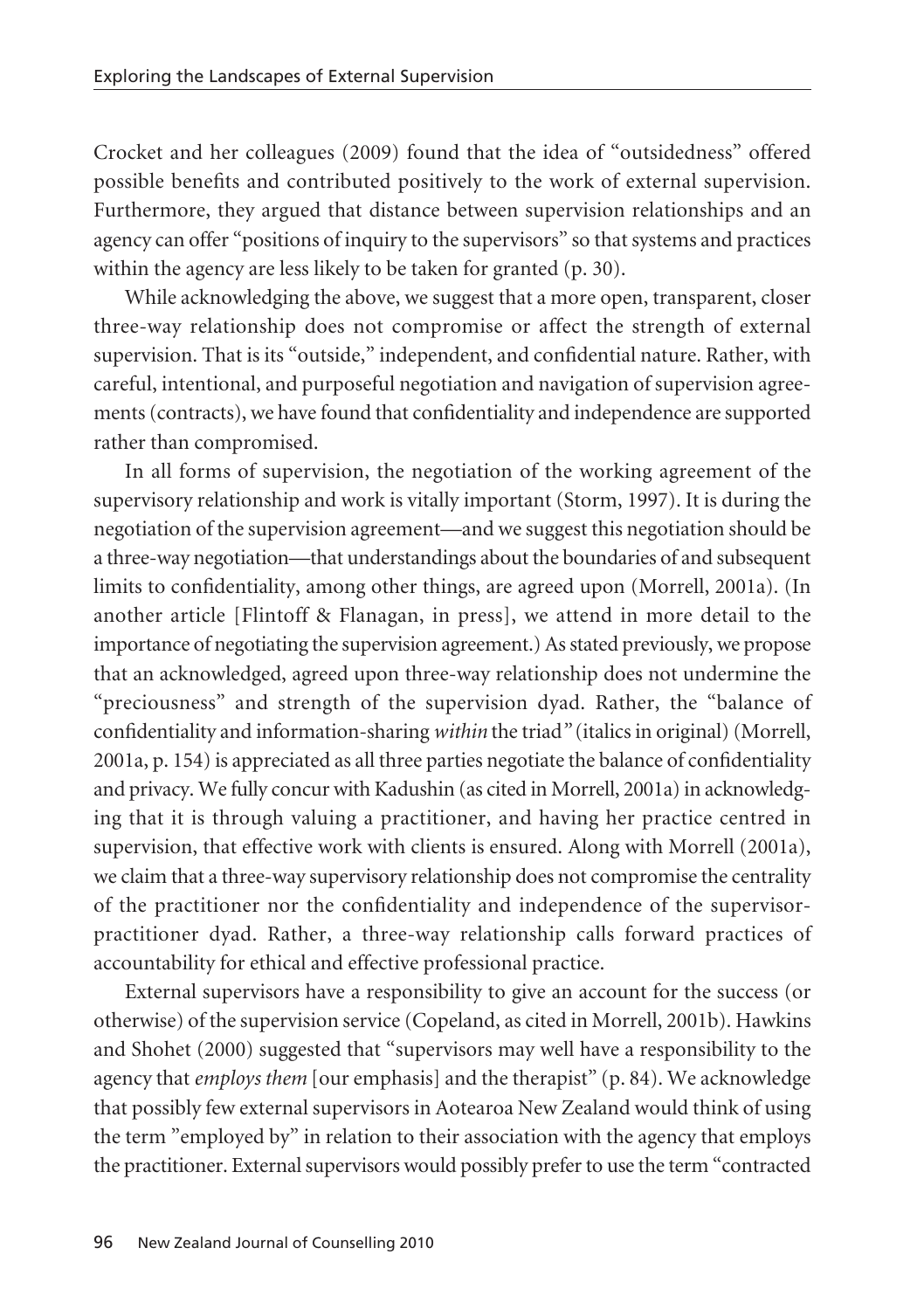Crocket and her colleagues (2009) found that the idea of "outsidedness" offered possible benefits and contributed positively to the work of external supervision. Furthermore, they argued that distance between supervision relationships and an agency can offer "positions of inquiry to the supervisors" so that systems and practices within the agency are less likely to be taken for granted (p. 30).

While acknowledging the above, we suggest that a more open, transparent, closer three-way relationship does not compromise or affect the strength of external supervision. That is its "outside," independent, and confidential nature. Rather, with careful, intentional, and purposeful negotiation and navigation of supervision agreements (contracts), we have found that confidentiality and independence are supported rather than compromised.

In all forms of supervision, the negotiation of the working agreement of the supervisory relationship and work is vitally important (Storm, 1997). It is during the negotiation of the supervision agreement—and we suggest this negotiation should be a three-way negotiation—that understandings about the boundaries of and subsequent limits to confidentiality, among other things, are agreed upon (Morrell, 2001a). (In another article [Flintoff & Flanagan, in press], we attend in more detail to the importance of negotiating the supervision agreement.) As stated previously, we propose that an acknowledged, agreed upon three-way relationship does not undermine the "preciousness" and strength of the supervision dyad. Rather, the "balance of confidentiality and information-sharing *within* the triad" (italics in original) (Morrell, 2001a, p. 154) is appreciated as all three parties negotiate the balance of confidentiality and privacy. We fully concur with Kadushin (as cited in Morrell, 2001a) in acknowledging that it is through valuing a practitioner, and having her practice centred in supervision, that effective work with clients is ensured. Along with Morrell (2001a), we claim that a three-way supervisory relationship does not compromise the centrality of the practitioner nor the confidentiality and independence of the supervisor-practitioner dyad. Rather, a three-way relationship calls forward practices of accountability for ethical and effective professional practice.

External supervisors have a responsibility to give an account for the success (or otherwise) of the supervision service (Copeland, as cited in Morrell, 2001b). Hawkins and Shohet (2000) suggested that "supervisors may well have a responsibility to the agency that *employs them* [our emphasis] and the therapist" (p. 84). We acknowledge that possibly few external supervisors in Aotearoa New Zealand would think of using the term "employed by" in relation to their association with the agency that employs the practitioner. External supervisors would possibly prefer to use the term "contracted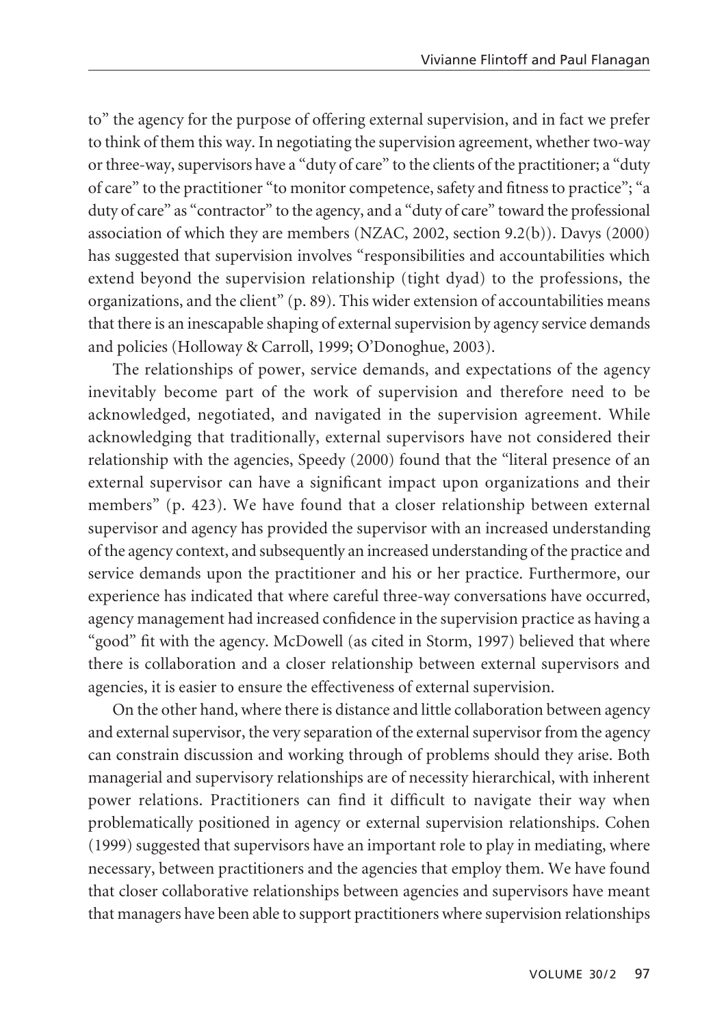to" the agency for the purpose of offering external supervision, and in fact we prefer to think of them this way. In negotiating the supervision agreement, whether two-way or three-way, supervisors have a "duty of care" to the clients of the practitioner; a "duty of care" to the practitioner "to monitor competence, safety and fitness to practice"; "a duty of care" as "contractor" to the agency, and a "duty of care" toward the professional association of which they are members (NZAC, 2002, section 9.2(b)). Davys (2000) has suggested that supervision involves "responsibilities and accountabilities which extend beyond the supervision relationship (tight dyad) to the professions, the organizations, and the client" (p. 89). This wider extension of accountabilities means that there is an inescapable shaping of external supervision by agency service demands and policies (Holloway & Carroll, 1999; O'Donoghue, 2003).

The relationships of power, service demands, and expectations of the agency inevitably become part of the work of supervision and therefore need to be acknowledged, negotiated, and navigated in the supervision agreement. While acknowledging that traditionally, external supervisors have not considered their relationship with the agencies, Speedy (2000) found that the "literal presence of an external supervisor can have a significant impact upon organizations and their members" (p. 423). We have found that a closer relationship between external supervisor and agency has provided the supervisor with an increased understanding of the agency context, and subsequently an increased understanding of the practice and service demands upon the practitioner and his or her practice. Furthermore, our experience has indicated that where careful three-way conversations have occurred, agency management had increased confidence in the supervision practice as having a "good" fit with the agency. McDowell (as cited in Storm, 1997) believed that where there is collaboration and a closer relationship between external supervisors and agencies, it is easier to ensure the effectiveness of external supervision.

On the other hand, where there is distance and little collaboration between agency and external supervisor, the very separation of the external supervisor from the agency can constrain discussion and working through of problems should they arise. Both managerial and supervisory relationships are of necessity hierarchical, with inherent power relations. Practitioners can find it difficult to navigate their way when problematically positioned in agency or external supervision relationships. Cohen (1999) suggested that supervisors have an important role to play in mediating, where necessary, between practitioners and the agencies that employ them. We have found that closer collaborative relationships between agencies and supervisors have meant that managers have been able to support practitioners where supervision relationships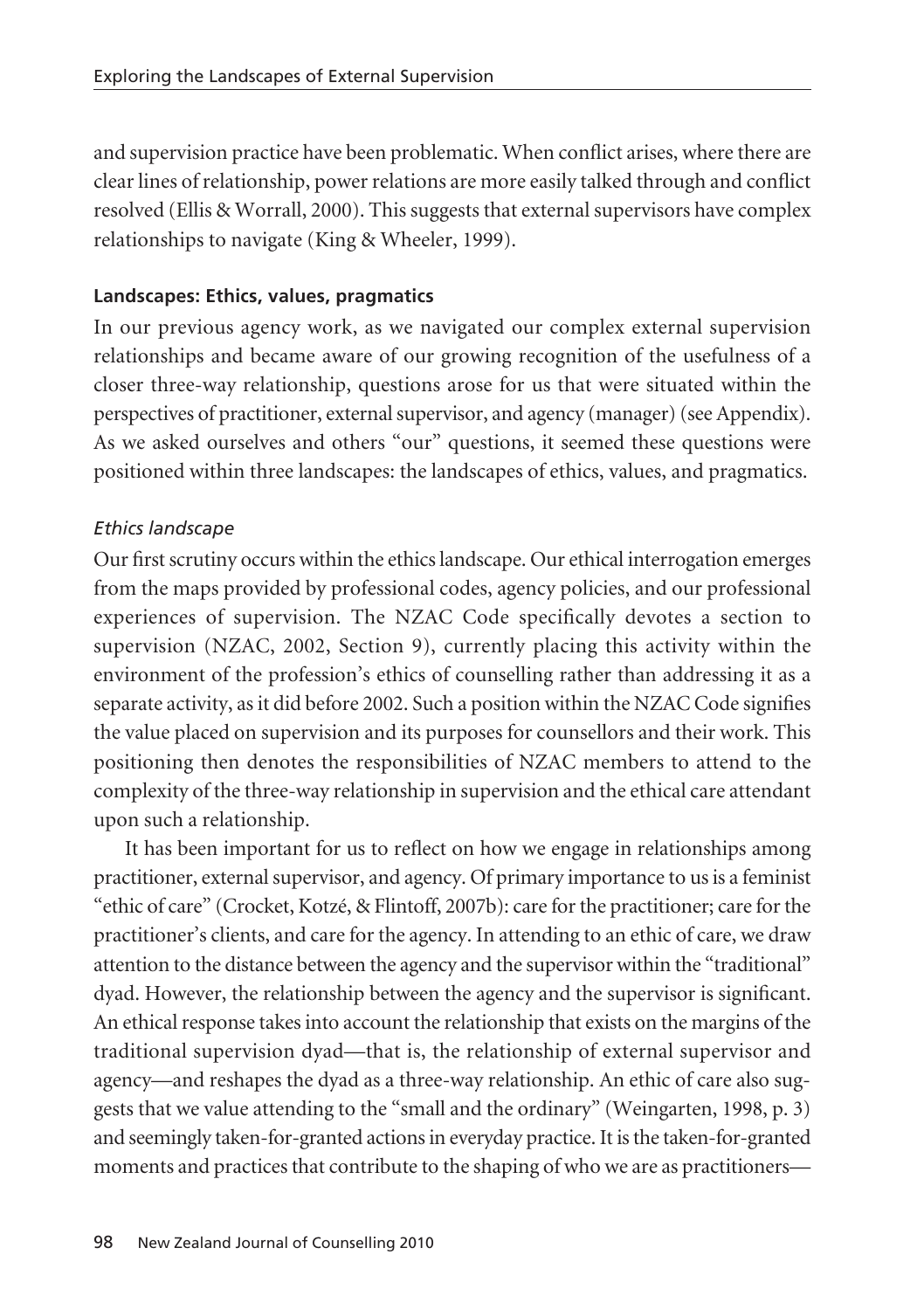and supervision practice have been problematic. When conflict arises, where there are clear lines of relationship, power relations are more easily talked through and conflict resolved (Ellis & Worrall, 2000). This suggests that external supervisors have complex relationships to navigate (King & Wheeler, 1999).

### Landscapes: Ethics, values, pragmatics

In our previous agency work, as we navigated our complex external supervision relationships and became aware of our growing recognition of the usefulness of a closer three-way relationship, questions arose for us that were situated within the perspectives of practitioner, external supervisor, and agency (manager) (see Appendix). As we asked ourselves and others "our" questions, it seemed these questions were positioned within three landscapes: the landscapes of ethics, values, and pragmatics.

#### *Ethics landscape*

Our first scrutiny occurs within the ethics landscape. Our ethical interrogation emerges from the maps provided by professional codes, agency policies, and our professional experiences of supervision. The NZAC Code specifically devotes a section to supervision (NZAC, 2002, Section 9), currently placing this activity within the environment of the profession's ethics of counselling rather than addressing it as a separate activity, as it did before 2002. Such a position within the NZAC Code signifies the value placed on supervision and its purposes for counsellors and their work. This positioning then denotes the responsibilities of NZAC members to attend to the complexity of the three-way relationship in supervision and the ethical care attendant upon such a relationship.

It has been important for us to reflect on how we engage in relationships among practitioner, external supervisor, and agency. Of primary importance to us is a feminist "ethic of care" (Crocket, Kotzé, & Flintoff, 2007b): care for the practitioner; care for the practitioner's clients, and care for the agency. In attending to an ethic of care, we draw attention to the distance between the agency and the supervisor within the "traditional" dyad. However, the relationship between the agency and the supervisor is significant. An ethical response takes into account the relationship that exists on the margins of the traditional supervision dyad—that is, the relationship of external supervisor and agency—and reshapes the dyad as a three-way relationship. An ethic of care also suggests that we value attending to the "small and the ordinary" (Weingarten, 1998, p. 3) and seemingly taken-for-granted actions in everyday practice. It is the taken-for-granted moments and practices that contribute to the shaping of who we are as practitioners—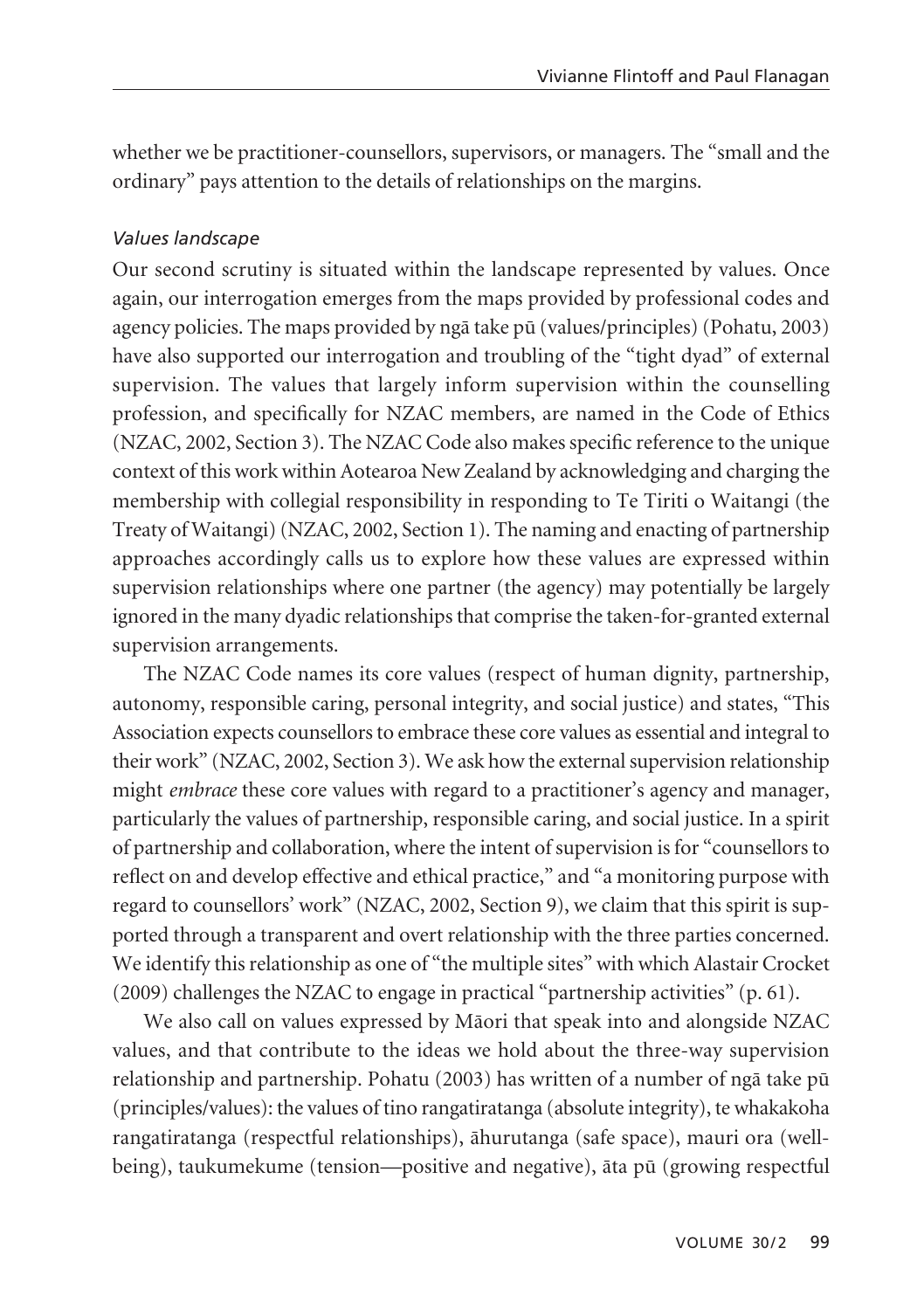whether we be practitioner-counsellors, supervisors, or managers. The "small and the ordinary" pays attention to the details of relationships on the margins.

### *Values landscape*

Our second scrutiny is situated within the landscape represented by values. Once again, our interrogation emerges from the maps provided by professional codes and agency policies. The maps provided by ngā take pū (values/principles) (Pohatu, 2003) have also supported our interrogation and troubling of the "tight dyad" of external supervision. The values that largely inform supervision within the counselling profession, and specifically for NZAC members, are named in the Code of Ethics (NZAC, 2002, Section 3). The NZAC Code also makes specific reference to the unique context of this work within Aotearoa New Zealand by acknowledging and charging the membership with collegial responsibility in responding to Te Tiriti o Waitangi (the Treaty of Waitangi) (NZAC, 2002, Section 1). The naming and enacting of partnership approaches accordingly calls us to explore how these values are expressed within supervision relationships where one partner (the agency) may potentially be largely ignored in the many dyadic relationships that comprise the taken-for-granted external supervision arrangements.

The NZAC Code names its core values (respect of human dignity, partnership, autonomy, responsible caring, personal integrity, and social justice) and states, "This Association expects counsellors to embrace these core values as essential and integral to their work" (NZAC, 2002, Section 3). We ask how the external supervision relationship might *embrace* these core values with regard to a practitioner's agency and manager, particularly the values of partnership, responsible caring, and social justice. In a spirit of partnership and collaboration, where the intent of supervision is for "counsellors to reflect on and develop effective and ethical practice," and "a monitoring purpose with regard to counsellors' work" (NZAC, 2002, Section 9), we claim that this spirit is supported through a transparent and overt relationship with the three parties concerned. We identify this relationship as one of "the multiple sites" with which Alastair Crocket (2009) challenges the NZAC to engage in practical "partnership activities" (p. 61).

We also call on values expressed by Māori that speak into and alongside NZAC values, and that contribute to the ideas we hold about the three-way supervision relationship and partnership. Pohatu (2003) has written of a number of ngā take pū (principles/values): the values of tino rangatiratanga (absolute integrity), te whakakoha rangatiratanga (respectful relationships), āhurutanga (safe space), mauri ora (well-being), taukumekume (tension—positive and negative), āta pū (growing respectful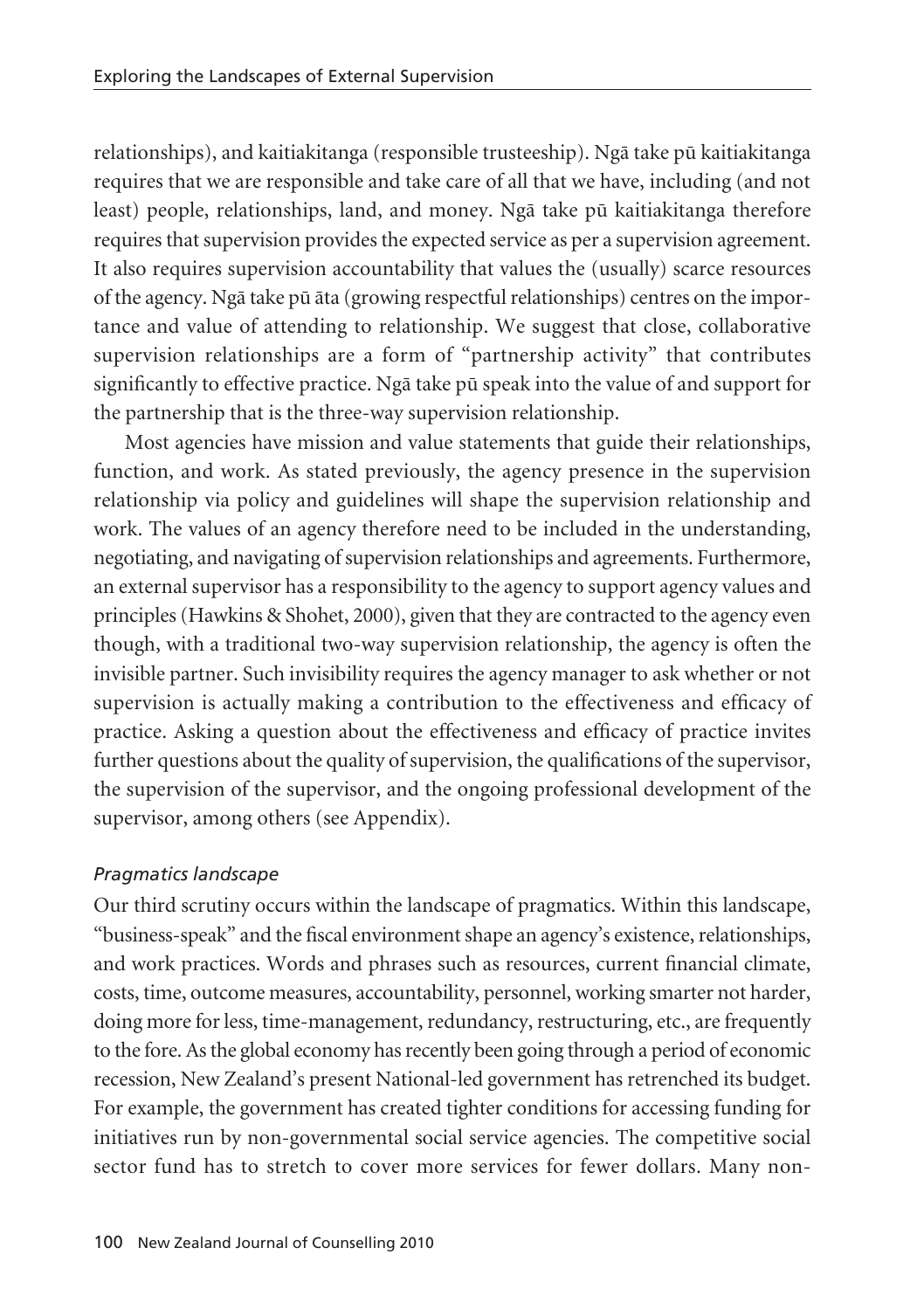relationships), and kaitiakitanga (responsible trusteeship). Ngā take pū kaitiakitanga requires that we are responsible and take care of all that we have, including (and not least) people, relationships, land, and money. Ngā take pū kaitiakitanga therefore requires that supervision provides the expected service as per a supervision agreement. It also requires supervision accountability that values the (usually) scarce resources of the agency. Ngā take pū āta (growing respectful relationships) centres on the importance and value of attending to relationship. We suggest that close, collaborative supervision relationships are a form of "partnership activity" that contributes significantly to effective practice. Ngā take pū speak into the value of and support for the partnership that is the three-way supervision relationship.

Most agencies have mission and value statements that guide their relationships, function, and work. As stated previously, the agency presence in the supervision relationship via policy and guidelines will shape the supervision relationship and work. The values of an agency therefore need to be included in the understanding, negotiating, and navigating of supervision relationships and agreements. Furthermore, an external supervisor has a responsibility to the agency to support agency values and principles (Hawkins & Shohet, 2000), given that they are contracted to the agency even though, with a traditional two-way supervision relationship, the agency is often the invisible partner. Such invisibility requires the agency manager to ask whether or not supervision is actually making a contribution to the effectiveness and efficacy of practice. Asking a question about the effectiveness and efficacy of practice invites further questions about the quality of supervision, the qualifications of the supervisor, the supervision of the supervisor, and the ongoing professional development of the supervisor, among others (see Appendix).

*Pragmatics landscape*

Our third scrutiny occurs within the landscape of pragmatics. Within this landscape, "business-speak" and the fiscal environment shape an agency's existence, relationships, and work practices. Words and phrases such as resources, current financial climate, costs, time, outcome measures, accountability, personnel, working smarter not harder, doing more for less, time-management, redundancy, restructuring, etc., are frequently to the fore. As the global economy has recently been going through a period of economic recession, New Zealand's present National-led government has retrenched its budget. For example, the government has created tighter conditions for accessing funding for initiatives run by non-governmental social service agencies. The competitive social sector fund has to stretch to cover more services for fewer dollars. Many non-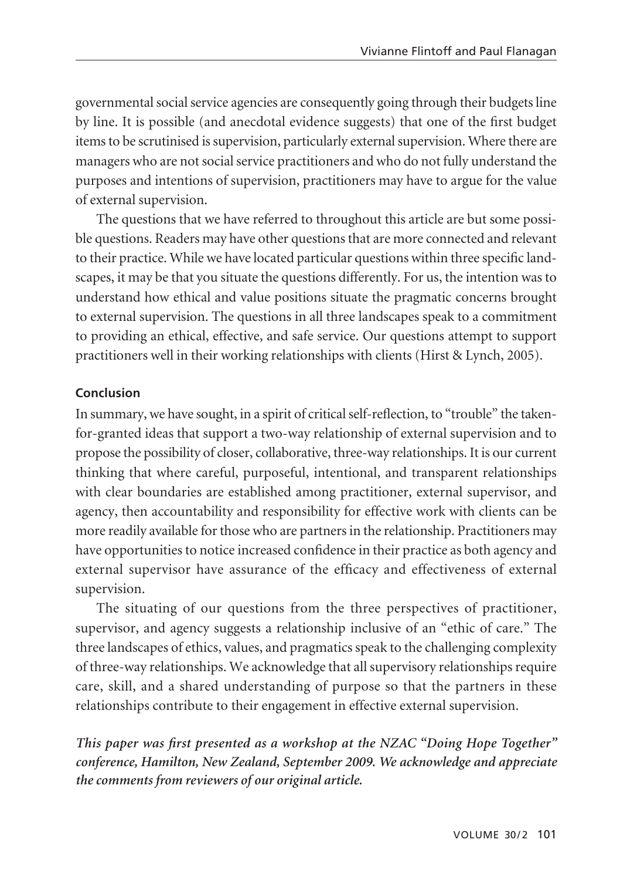governmental social service agencies are consequently going through their budgets line by line. It is possible (and anecdotal evidence suggests) that one of the first budget items to be scrutinised is supervision, particularly external supervision. Where there are managers who are not social service practitioners and who do not fully understand the purposes and intentions of supervision, practitioners may have to argue for the value of external supervision.

The questions that we have referred to throughout this article are but some possible questions. Readers may have other questions that are more connected and relevant to their practice. While we have located particular questions within three specific landscapes, it may be that you situate the questions differently. For us, the intention was to understand how ethical and value positions situate the pragmatic concerns brought to external supervision. The questions in all three landscapes speak to a commitment to providing an ethical, effective, and safe service. Our questions attempt to support practitioners well in their working relationships with clients (Hirst & Lynch, 2005).

**Conclusion**

In summary, we have sought, in a spirit of critical self-reflection, to "trouble" the taken-for-granted ideas that support a two-way relationship of external supervision and to propose the possibility of closer, collaborative, three-way relationships. It is our current thinking that where careful, purposeful, intentional, and transparent relationships with clear boundaries are established among practitioner, external supervisor, and agency, then accountability and responsibility for effective work with clients can be more readily available for those who are partners in the relationship. Practitioners may have opportunities to notice increased confidence in their practice as both agency and external supervisor have assurance of the efficacy and effectiveness of external supervision.

The situating of our questions from the three perspectives of practitioner, supervisor, and agency suggests a relationship inclusive of an "ethic of care." The three landscapes of ethics, values, and pragmatics speak to the challenging complexity of three-way relationships. We acknowledge that all supervisory relationships require care, skill, and a shared understanding of purpose so that the partners in these relationships contribute to their engagement in effective external supervision.

***This paper was first presented as a workshop at the NZAC "Doing Hope Together" conference, Hamilton, New Zealand, September 2009. We acknowledge and appreciate the comments from reviewers of our original article.***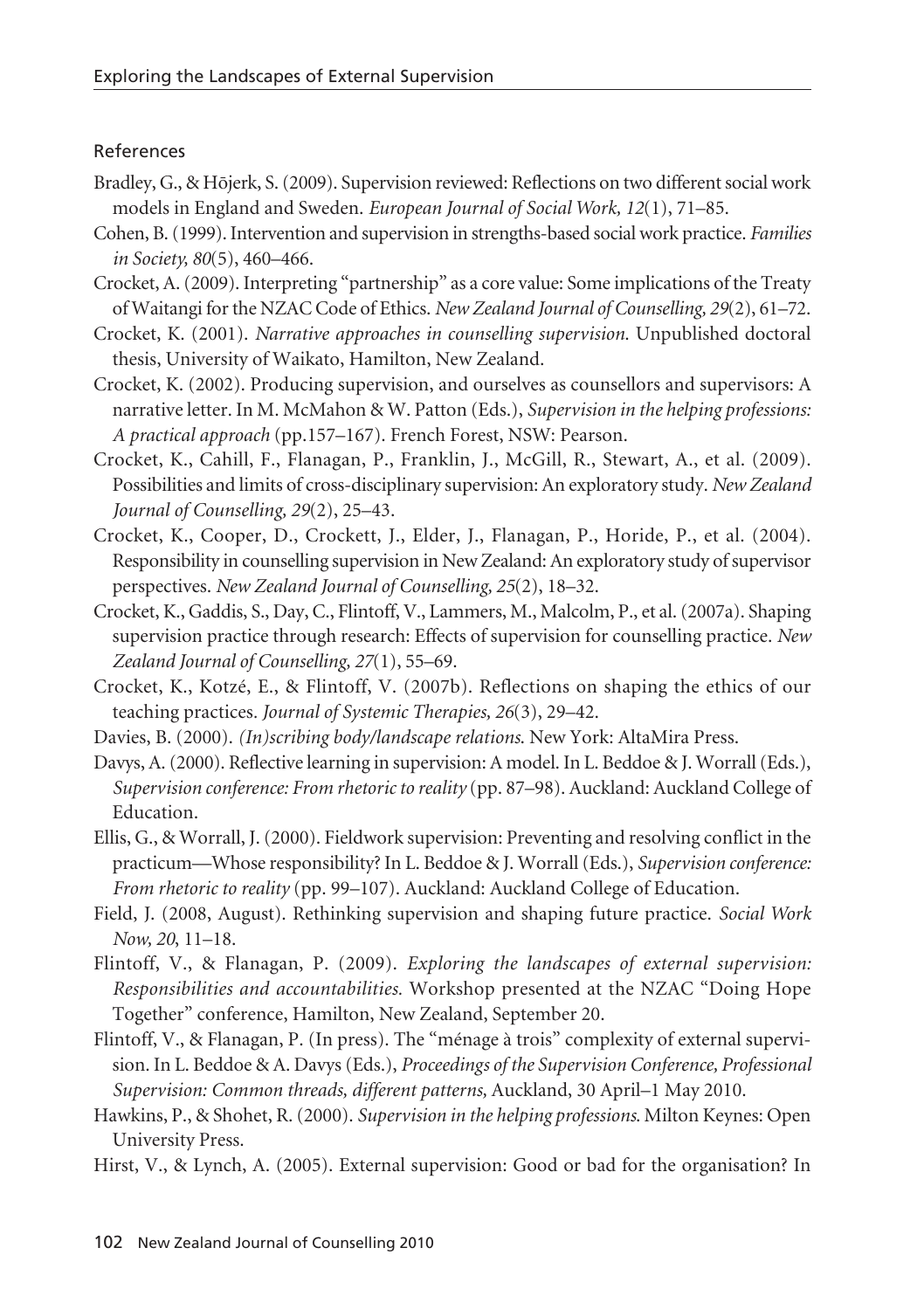## References

Bradley, G., & Hōjerk, S. (2009). Supervision reviewed: Reflections on two different social work models in England and Sweden. *European Journal of Social Work, 12*(1), 71–85.

Cohen, B. (1999). Intervention and supervision in strengths-based social work practice. *Families in Society, 80*(5), 460–466.

Crocket, A. (2009). Interpreting "partnership" as a core value: Some implications of the Treaty of Waitangi for the NZAC Code of Ethics. *New Zealand Journal of Counselling, 29*(2), 61–72.

Crocket, K. (2001). *Narrative approaches in counselling supervision.* Unpublished doctoral thesis, University of Waikato, Hamilton, New Zealand.

Crocket, K. (2002). Producing supervision, and ourselves as counsellors and supervisors: A narrative letter. In M. McMahon & W. Patton (Eds.), *Supervision in the helping professions: A practical approach* (pp.157–167). French Forest, NSW: Pearson.

Crocket, K., Cahill, F., Flanagan, P., Franklin, J., McGill, R., Stewart, A., et al. (2009). Possibilities and limits of cross-disciplinary supervision: An exploratory study. *New Zealand Journal of Counselling, 29*(2), 25–43.

Crocket, K., Cooper, D., Crockett, J., Elder, J., Flanagan, P., Horide, P., et al. (2004). Responsibility in counselling supervision in New Zealand: An exploratory study of supervisor perspectives. *New Zealand Journal of Counselling, 25*(2), 18–32.

Crocket, K., Gaddis, S., Day, C., Flintoff, V., Lammers, M., Malcolm, P., et al. (2007a). Shaping supervision practice through research: Effects of supervision for counselling practice. *New Zealand Journal of Counselling, 27*(1), 55–69.

Crocket, K., Kotzé, E., & Flintoff, V. (2007b). Reflections on shaping the ethics of our teaching practices. *Journal of Systemic Therapies, 26*(3), 29–42.

Davies, B. (2000). *(In)scribing body/landscape relations.* New York: AltaMira Press.

Davys, A. (2000). Reflective learning in supervision: A model. In L. Beddoe & J. Worrall (Eds.), *Supervision conference: From rhetoric to reality* (pp. 87–98). Auckland: Auckland College of Education.

Ellis, G., & Worrall, J. (2000). Fieldwork supervision: Preventing and resolving conflict in the practicum—Whose responsibility? In L. Beddoe & J. Worrall (Eds.), *Supervision conference: From rhetoric to reality* (pp. 99–107). Auckland: Auckland College of Education.

Field, J. (2008, August). Rethinking supervision and shaping future practice. *Social Work Now, 20*, 11–18.

Flintoff, V., & Flanagan, P. (2009). *Exploring the landscapes of external supervision: Responsibilities and accountabilities.* Workshop presented at the NZAC "Doing Hope Together" conference, Hamilton, New Zealand, September 20.

Flintoff, V., & Flanagan, P. (In press). The "ménage à trois" complexity of external supervision. In L. Beddoe & A. Davys (Eds.), *Proceedings of the Supervision Conference, Professional Supervision: Common threads, different patterns,* Auckland, 30 April–1 May 2010.

Hawkins, P., & Shohet, R. (2000). *Supervision in the helping professions.* Milton Keynes: Open University Press.

Hirst, V., & Lynch, A. (2005). External supervision: Good or bad for the organisation? In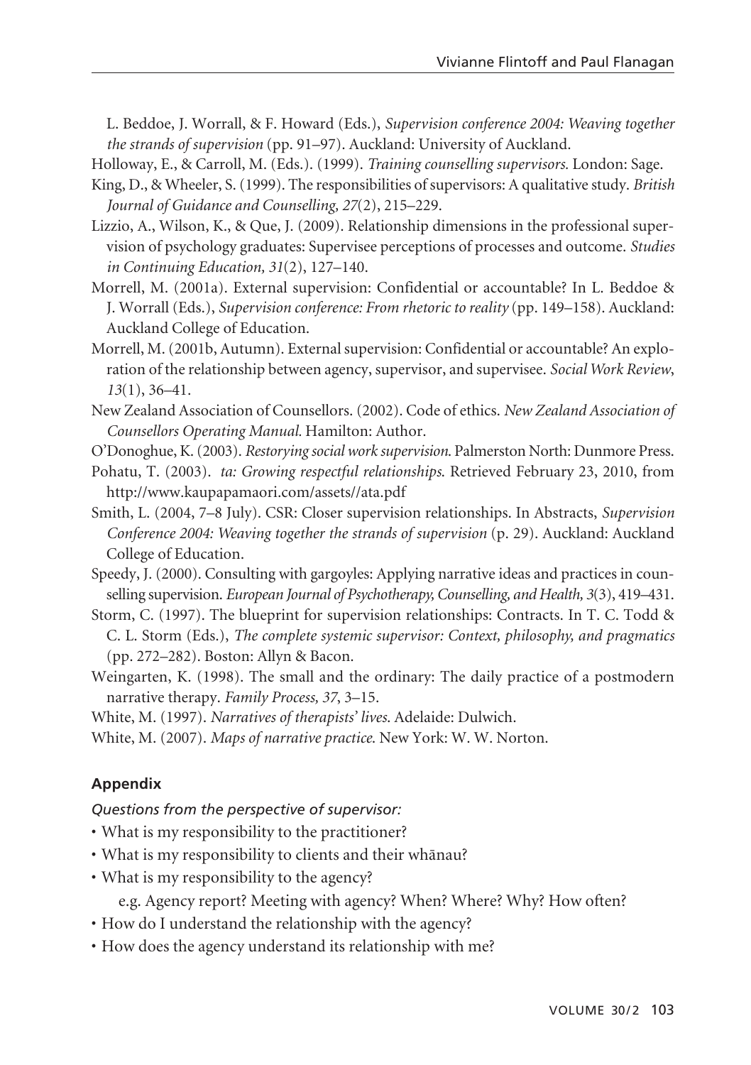L. Beddoe, J. Worrall, & F. Howard (Eds.), *Supervision conference 2004: Weaving together the strands of supervision* (pp. 91–97). Auckland: University of Auckland.

Holloway, E., & Carroll, M. (Eds.). (1999). *Training counselling supervisors.* London: Sage.

King, D., & Wheeler, S. (1999). The responsibilities of supervisors: A qualitative study. *British Journal of Guidance and Counselling, 27*(2), 215–229.

Lizzio, A., Wilson, K., & Que, J. (2009). Relationship dimensions in the professional supervision of psychology graduates: Supervisee perceptions of processes and outcome. *Studies in Continuing Education, 31*(2), 127–140.

Morrell, M. (2001a). External supervision: Confidential or accountable? In L. Beddoe & J. Worrall (Eds.), *Supervision conference: From rhetoric to reality* (pp. 149–158). Auckland: Auckland College of Education.

Morrell, M. (2001b, Autumn). External supervision: Confidential or accountable? An exploration of the relationship between agency, supervisor, and supervisee. *Social Work Review*, *13*(1), 36–41.

New Zealand Association of Counsellors. (2002). Code of ethics. *New Zealand Association of Counsellors Operating Manual.* Hamilton: Author.

O'Donoghue, K. (2003). *Restorying social work supervision.* Palmerston North: Dunmore Press.

Pohatu, T. (2003). *ta: Growing respectful relationships.* Retrieved February 23, 2010, from http://www.kaupapamaori.com/assets//ata.pdf

Smith, L. (2004, 7–8 July). CSR: Closer supervision relationships. In Abstracts, *Supervision Conference 2004: Weaving together the strands of supervision* (p. 29). Auckland: Auckland College of Education.

Speedy, J. (2000). Consulting with gargoyles: Applying narrative ideas and practices in counselling supervision. *European Journal of Psychotherapy, Counselling, and Health, 3*(3), 419–431.

Storm, C. (1997). The blueprint for supervision relationships: Contracts. In T. C. Todd & C. L. Storm (Eds.), *The complete systemic supervisor: Context, philosophy, and pragmatics* (pp. 272–282). Boston: Allyn & Bacon.

Weingarten, K. (1998). The small and the ordinary: The daily practice of a postmodern narrative therapy. *Family Process, 37*, 3–15.

White, M. (1997). *Narratives of therapists' lives.* Adelaide: Dulwich.

White, M. (2007). *Maps of narrative practice.* New York: W. W. Norton.

## Appendix

*Questions from the perspective of supervisor:*

- What is my responsibility to the practitioner?
- What is my responsibility to clients and their whānau?
- What is my responsibility to the agency?
  
  e.g. Agency report? Meeting with agency? When? Where? Why? How often?
- How do I understand the relationship with the agency?
- How does the agency understand its relationship with me?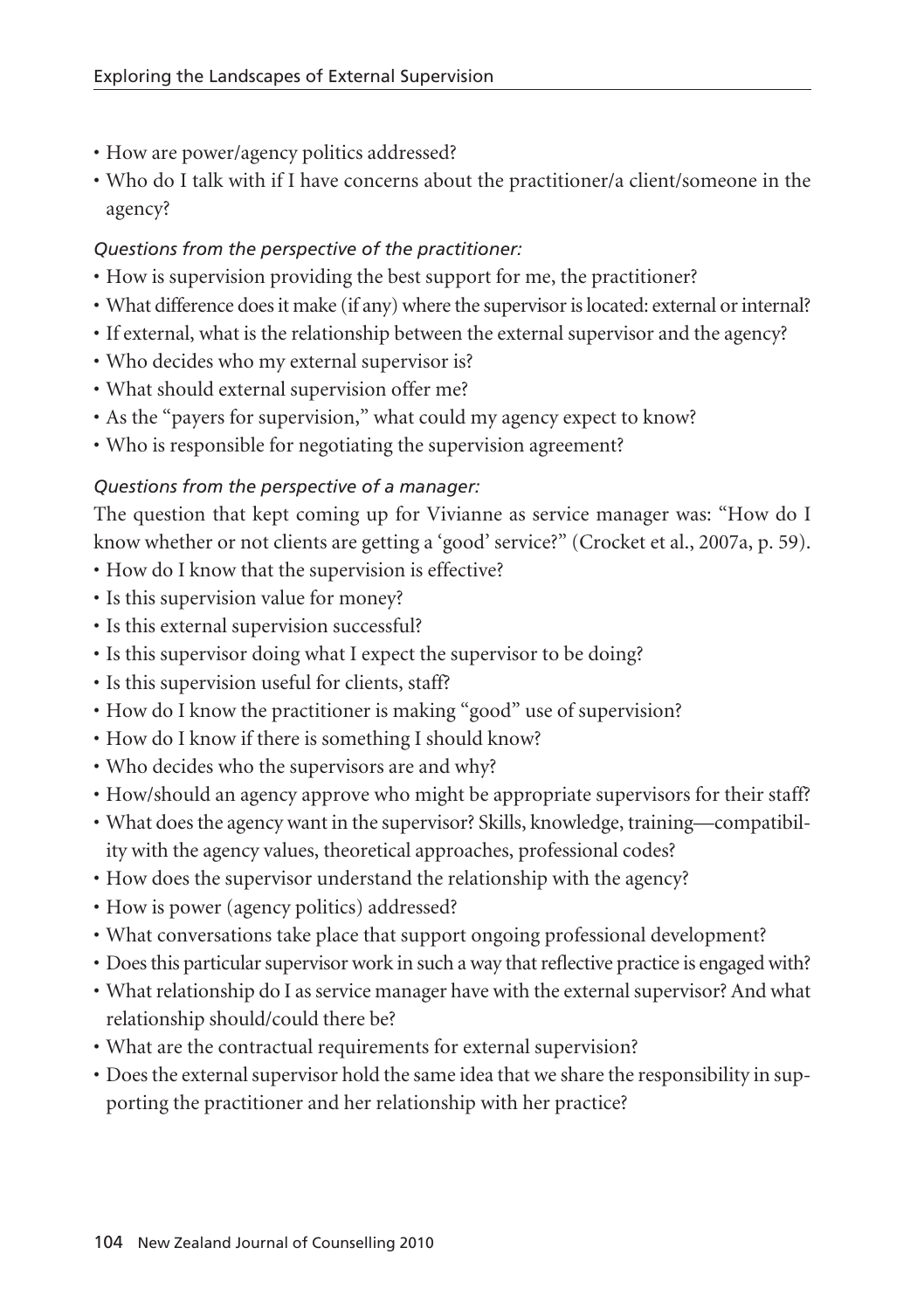- How are power/agency politics addressed?
- Who do I talk with if I have concerns about the practitioner/a client/someone in the agency?

*Questions from the perspective of the practitioner:*

- How is supervision providing the best support for me, the practitioner?
- What difference does it make (if any) where the supervisor is located: external or internal?
- If external, what is the relationship between the external supervisor and the agency?
- Who decides who my external supervisor is?
- What should external supervision offer me?
- As the "payers for supervision," what could my agency expect to know?
- Who is responsible for negotiating the supervision agreement?

*Questions from the perspective of a manager:*

The question that kept coming up for Vivianne as service manager was: "How do I know whether or not clients are getting a 'good' service?" (Crocket et al., 2007a, p. 59).

- How do I know that the supervision is effective?
- Is this supervision value for money?
- Is this external supervision successful?
- Is this supervisor doing what I expect the supervisor to be doing?
- Is this supervision useful for clients, staff?
- How do I know the practitioner is making "good" use of supervision?
- How do I know if there is something I should know?
- Who decides who the supervisors are and why?
- How/should an agency approve who might be appropriate supervisors for their staff?
- What does the agency want in the supervisor? Skills, knowledge, training—compatibility with the agency values, theoretical approaches, professional codes?
- How does the supervisor understand the relationship with the agency?
- How is power (agency politics) addressed?
- What conversations take place that support ongoing professional development?
- Does this particular supervisor work in such a way that reflective practice is engaged with?
- What relationship do I as service manager have with the external supervisor? And what relationship should/could there be?
- What are the contractual requirements for external supervision?
- Does the external supervisor hold the same idea that we share the responsibility in supporting the practitioner and her relationship with her practice?